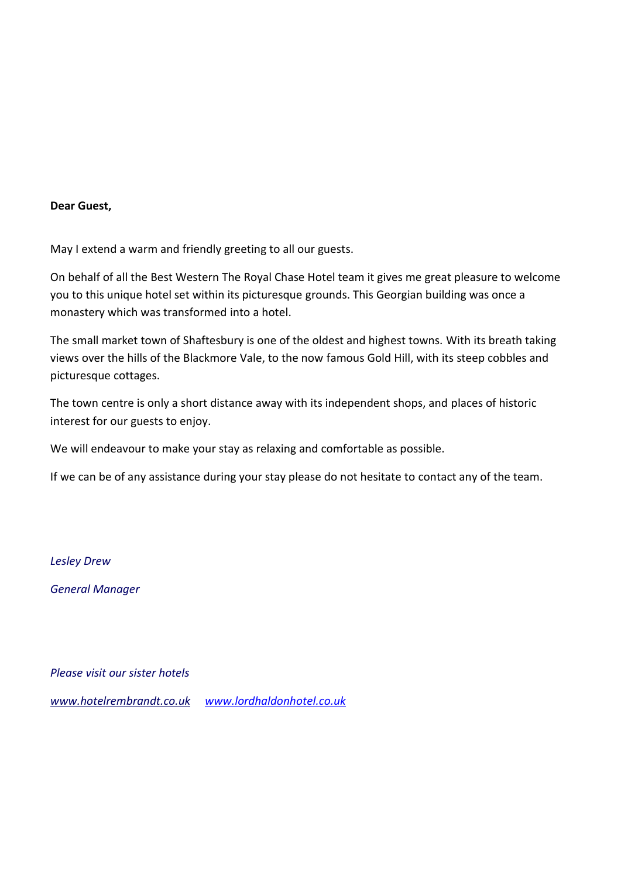**Dear Guest,**

May I extend a warm and friendly greeting to all our guests.

On behalf of all the Best Western The Royal Chase Hotel team it gives me great pleasure to welcome you to this unique hotel set within its picturesque grounds. This Georgian building was once a monastery which was transformed into a hotel.

The small market town of Shaftesbury is one of the oldest and highest towns. With its breath taking views over the hills of the Blackmore Vale, to the now famous Gold Hill, with its steep cobbles and picturesque cottages.

The town centre is only a short distance away with its independent shops, and places of historic interest for our guests to enjoy.

We will endeavour to make your stay as relaxing and comfortable as possible.

If we can be of any assistance during your stay please do not hesitate to contact any of the team.

*Lesley Drew*

*General Manager*

*Please visit our sister hotels*

*www.hotelrembrandt.co.uk* *www.lordhaldonhotel.co.uk*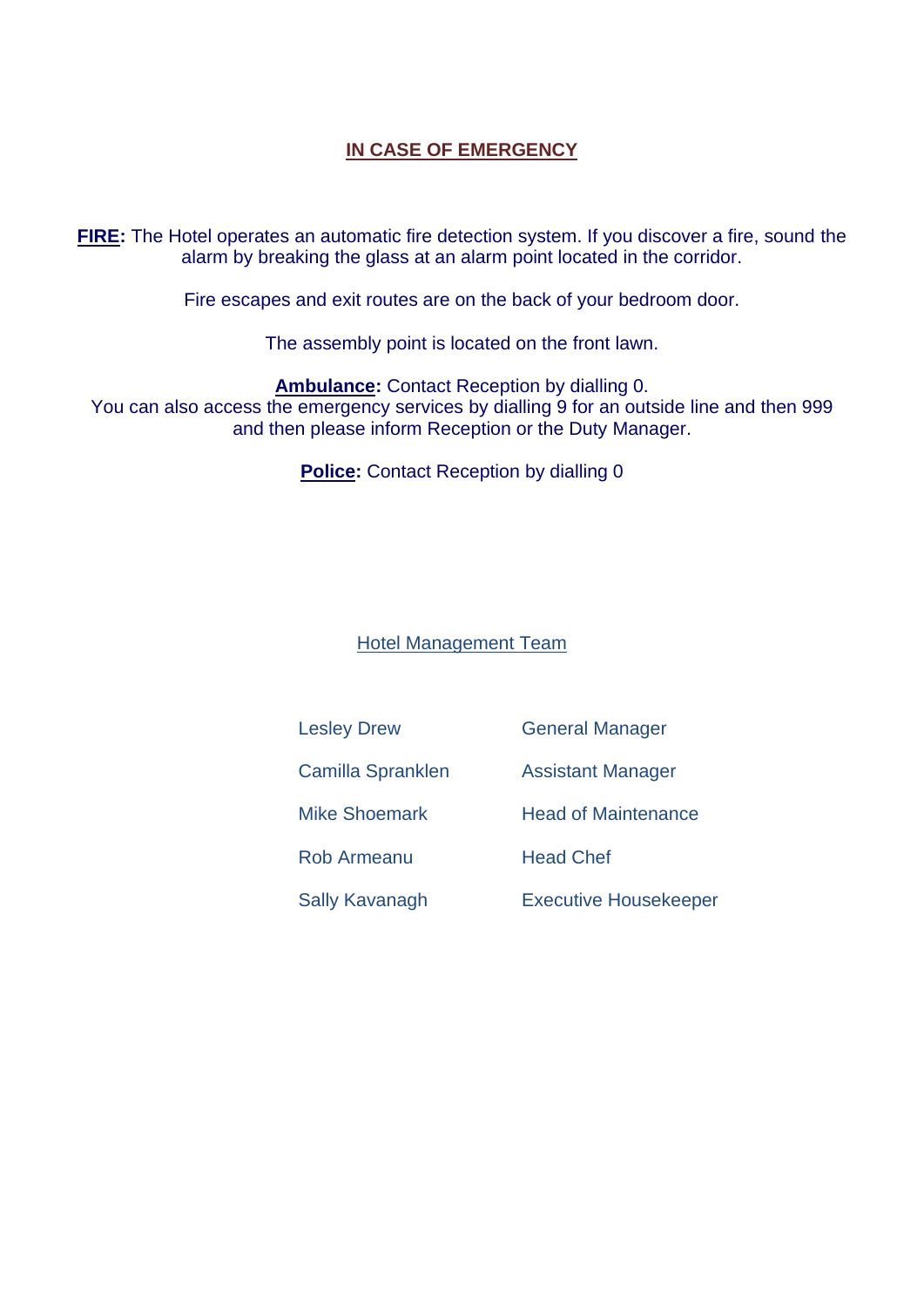## IN CASE OF EMERGENCY

**FIRE:** The Hotel operates an automatic fire detection system. If you discover a fire, sound the alarm by breaking the glass at an alarm point located in the corridor.

Fire escapes and exit routes are on the back of your bedroom door.

The assembly point is located on the front lawn.

**Ambulance:** Contact Reception by dialling 0.
You can also access the emergency services by dialling 9 for an outside line and then 999 and then please inform Reception or the Duty Manager.

**Police:** Contact Reception by dialling 0

### Hotel Management Team

| | |
|---|---|
| Lesley Drew | General Manager |
| Camilla Spranklen | Assistant Manager |
| Mike Shoemark | Head of Maintenance |
| Rob Armeanu | Head Chef |
| Sally Kavanagh | Executive Housekeeper |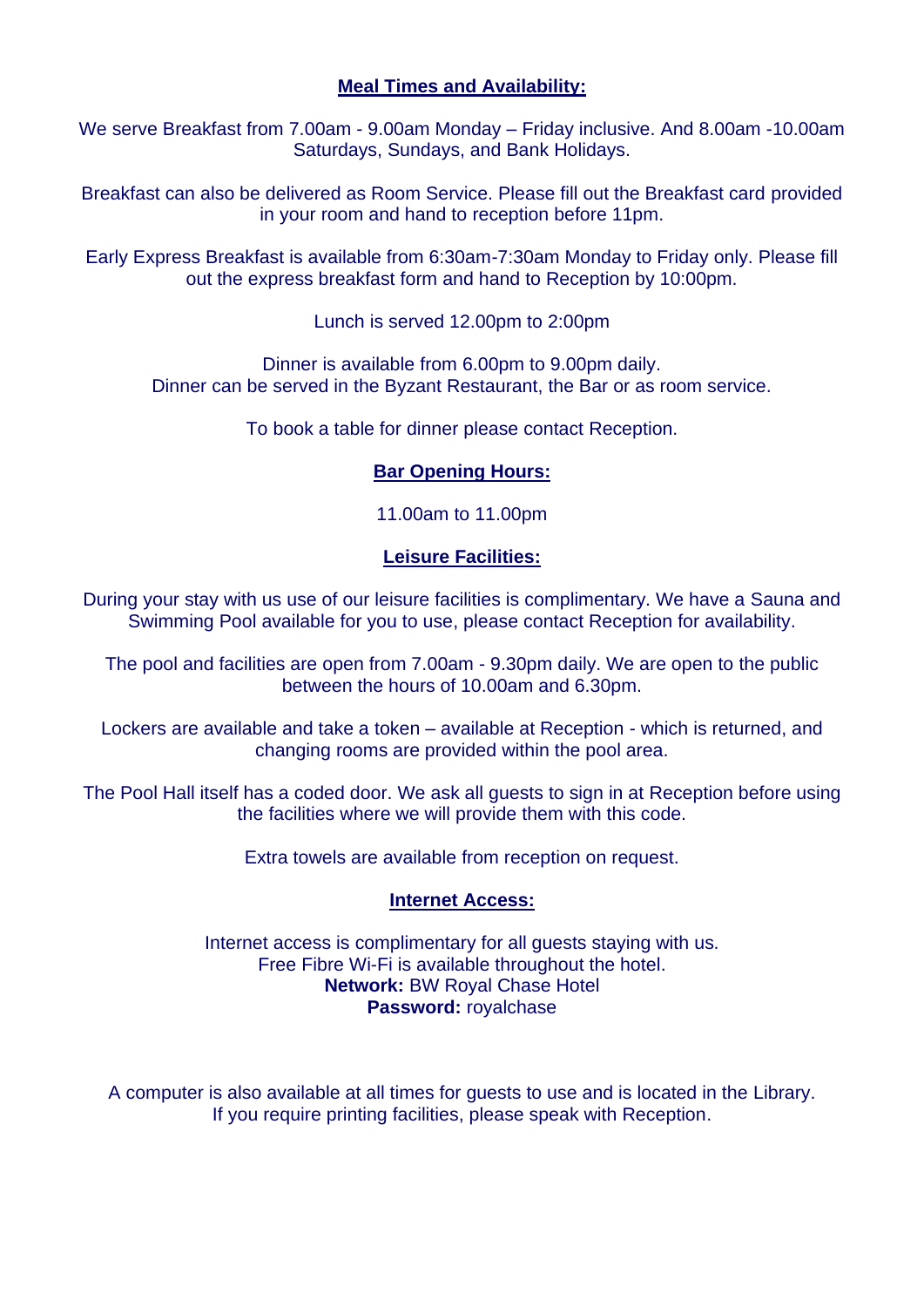## Meal Times and Availability:

We serve Breakfast from 7.00am - 9.00am Monday – Friday inclusive. And 8.00am -10.00am Saturdays, Sundays, and Bank Holidays.

Breakfast can also be delivered as Room Service. Please fill out the Breakfast card provided in your room and hand to reception before 11pm.

Early Express Breakfast is available from 6:30am-7:30am Monday to Friday only. Please fill out the express breakfast form and hand to Reception by 10:00pm.

Lunch is served 12.00pm to 2:00pm

Dinner is available from 6.00pm to 9.00pm daily.
Dinner can be served in the Byzant Restaurant, the Bar or as room service.

To book a table for dinner please contact Reception.

## Bar Opening Hours:

11.00am to 11.00pm

## Leisure Facilities:

During your stay with us use of our leisure facilities is complimentary. We have a Sauna and Swimming Pool available for you to use, please contact Reception for availability.

The pool and facilities are open from 7.00am - 9.30pm daily. We are open to the public between the hours of 10.00am and 6.30pm.

Lockers are available and take a token – available at Reception - which is returned, and changing rooms are provided within the pool area.

The Pool Hall itself has a coded door. We ask all guests to sign in at Reception before using the facilities where we will provide them with this code.

Extra towels are available from reception on request.

## Internet Access:

Internet access is complimentary for all guests staying with us.
Free Fibre Wi-Fi is available throughout the hotel.
**Network:** BW Royal Chase Hotel
**Password:** royalchase

A computer is also available at all times for guests to use and is located in the Library.
If you require printing facilities, please speak with Reception.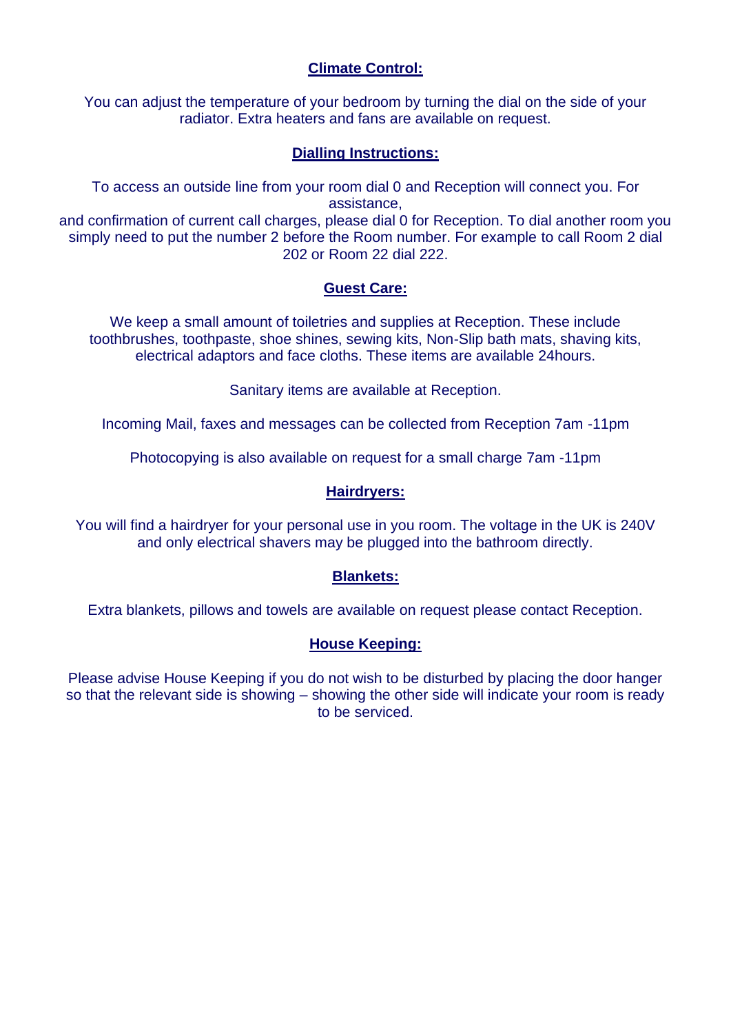**Climate Control:**

You can adjust the temperature of your bedroom by turning the dial on the side of your radiator. Extra heaters and fans are available on request.

**Dialling Instructions:**

To access an outside line from your room dial 0 and Reception will connect you. For assistance,
and confirmation of current call charges, please dial 0 for Reception. To dial another room you simply need to put the number 2 before the Room number. For example to call Room 2 dial 202 or Room 22 dial 222.

**Guest Care:**

We keep a small amount of toiletries and supplies at Reception. These include toothbrushes, toothpaste, shoe shines, sewing kits, Non-Slip bath mats, shaving kits, electrical adaptors and face cloths. These items are available 24hours.

Sanitary items are available at Reception.

Incoming Mail, faxes and messages can be collected from Reception 7am -11pm

Photocopying is also available on request for a small charge 7am -11pm

**Hairdryers:**

You will find a hairdryer for your personal use in you room. The voltage in the UK is 240V and only electrical shavers may be plugged into the bathroom directly.

**Blankets:**

Extra blankets, pillows and towels are available on request please contact Reception.

**House Keeping:**

Please advise House Keeping if you do not wish to be disturbed by placing the door hanger so that the relevant side is showing – showing the other side will indicate your room is ready to be serviced.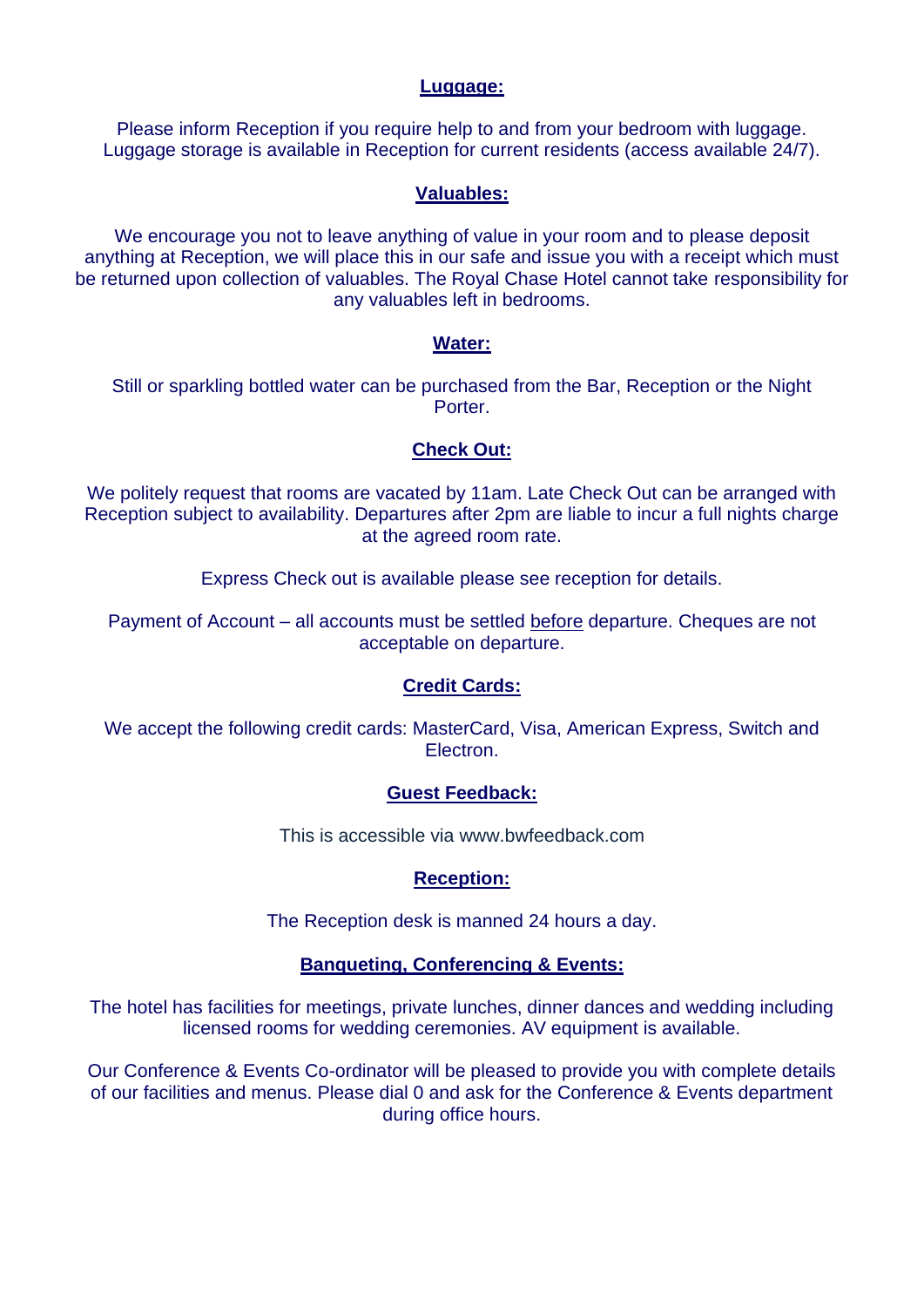## Luggage:

Please inform Reception if you require help to and from your bedroom with luggage. Luggage storage is available in Reception for current residents (access available 24/7).

## Valuables:

We encourage you not to leave anything of value in your room and to please deposit anything at Reception, we will place this in our safe and issue you with a receipt which must be returned upon collection of valuables. The Royal Chase Hotel cannot take responsibility for any valuables left in bedrooms.

## Water:

Still or sparkling bottled water can be purchased from the Bar, Reception or the Night Porter.

## Check Out:

We politely request that rooms are vacated by 11am. Late Check Out can be arranged with Reception subject to availability. Departures after 2pm are liable to incur a full nights charge at the agreed room rate.

Express Check out is available please see reception for details.

Payment of Account – all accounts must be settled before departure. Cheques are not acceptable on departure.

## Credit Cards:

We accept the following credit cards: MasterCard, Visa, American Express, Switch and Electron.

## Guest Feedback:

This is accessible via www.bwfeedback.com

## Reception:

The Reception desk is manned 24 hours a day.

## Banqueting, Conferencing & Events:

The hotel has facilities for meetings, private lunches, dinner dances and wedding including licensed rooms for wedding ceremonies. AV equipment is available.

Our Conference & Events Co-ordinator will be pleased to provide you with complete details of our facilities and menus. Please dial 0 and ask for the Conference & Events department during office hours.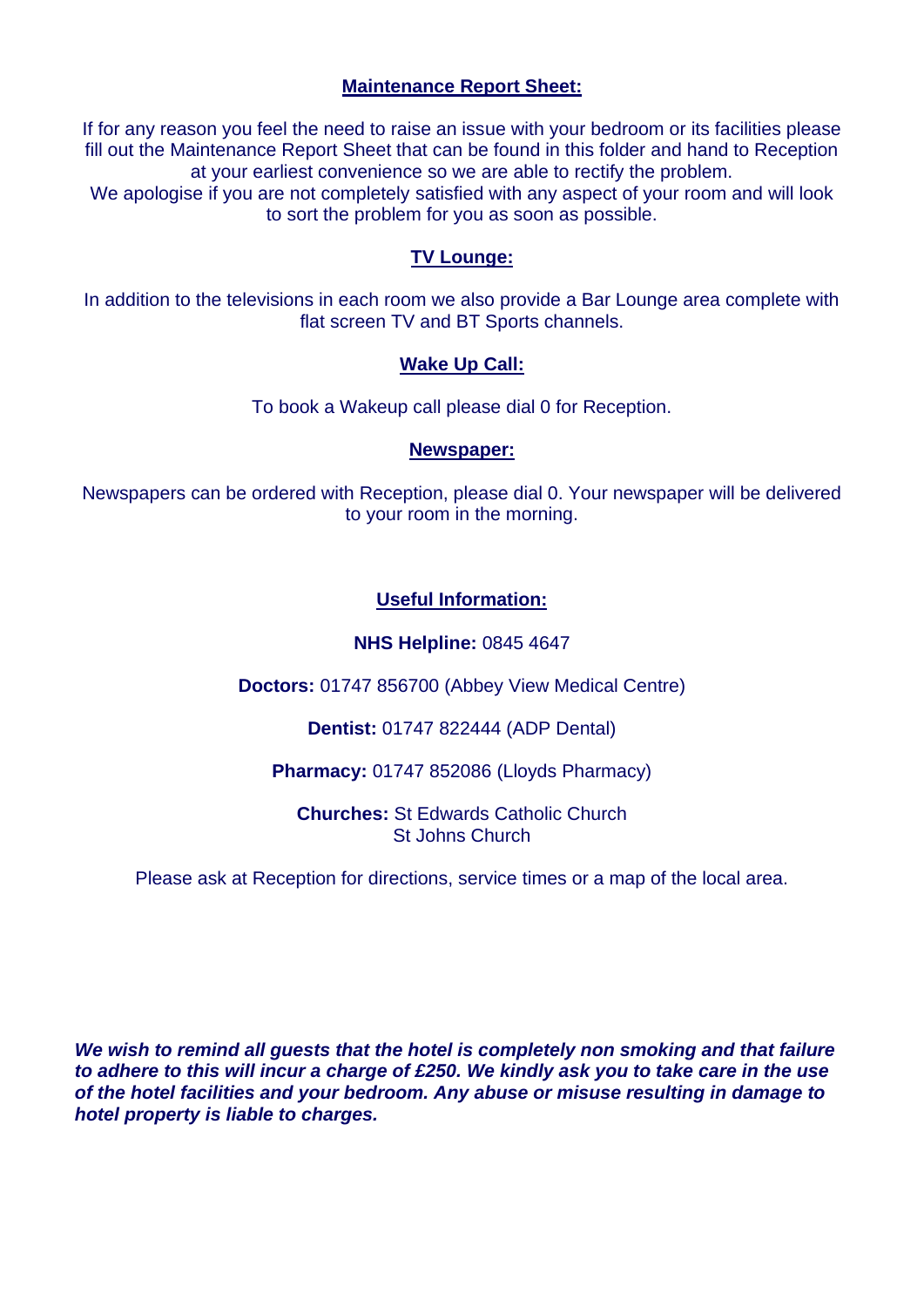## Maintenance Report Sheet:

If for any reason you feel the need to raise an issue with your bedroom or its facilities please fill out the Maintenance Report Sheet that can be found in this folder and hand to Reception at your earliest convenience so we are able to rectify the problem.
We apologise if you are not completely satisfied with any aspect of your room and will look to sort the problem for you as soon as possible.

## TV Lounge:

In addition to the televisions in each room we also provide a Bar Lounge area complete with flat screen TV and BT Sports channels.

## Wake Up Call:

To book a Wakeup call please dial 0 for Reception.

## Newspaper:

Newspapers can be ordered with Reception, please dial 0. Your newspaper will be delivered to your room in the morning.

## Useful Information:

**NHS Helpline:** 0845 4647

**Doctors:** 01747 856700 (Abbey View Medical Centre)

**Dentist:** 01747 822444 (ADP Dental)

**Pharmacy:** 01747 852086 (Lloyds Pharmacy)

**Churches:** St Edwards Catholic Church
St Johns Church

Please ask at Reception for directions, service times or a map of the local area.

***We wish to remind all guests that the hotel is completely non smoking and that failure to adhere to this will incur a charge of £250. We kindly ask you to take care in the use of the hotel facilities and your bedroom. Any abuse or misuse resulting in damage to hotel property is liable to charges.***